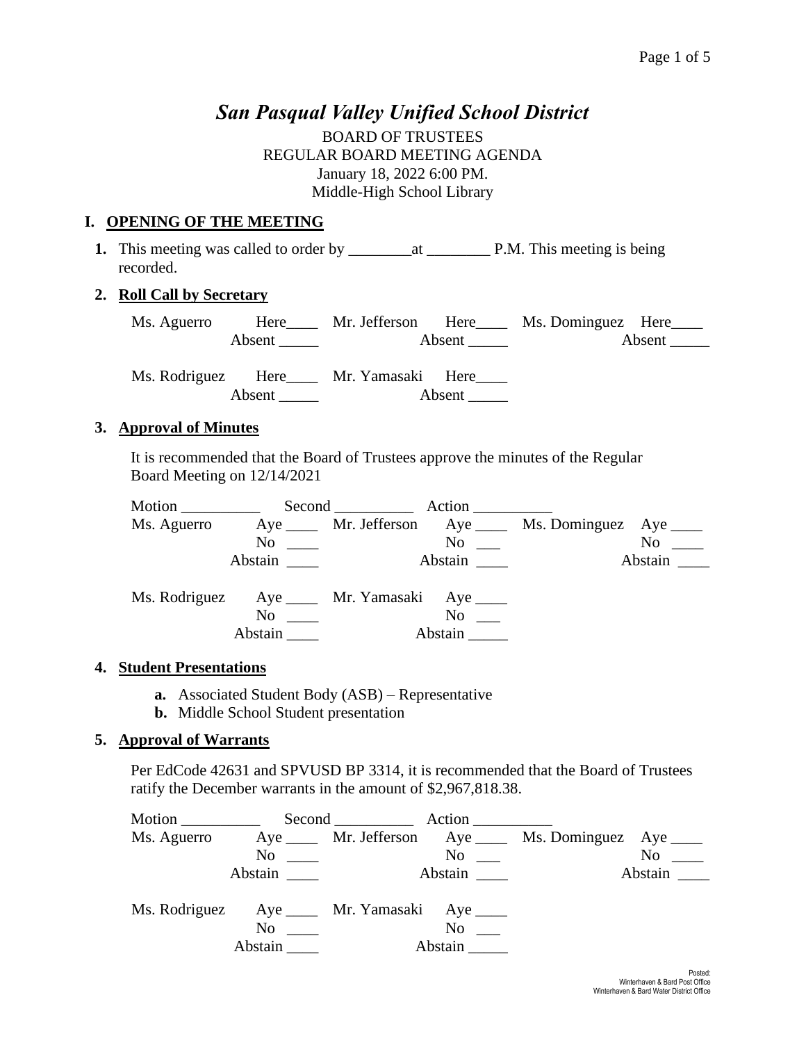# *San Pasqual Valley Unified School District*

BOARD OF TRUSTEES
REGULAR BOARD MEETING AGENDA
January 18, 2022 6:00 PM.
Middle-High School Library

## I. OPENING OF THE MEETING

**1.** This meeting was called to order by ________at ________ P.M. This meeting is being recorded.

**2. Roll Call by Secretary**

| | | | | | |
|---|---|---|---|---|---|
| Ms. Aguerro | Here____ Absent _____ | Mr. Jefferson | Here____ Absent _____ | Ms. Dominguez | Here____ Absent _____ |
| Ms. Rodriguez | Here____ Absent _____ | Mr. Yamasaki | Here____ Absent _____ | | |

**3. Approval of Minutes**

It is recommended that the Board of Trustees approve the minutes of the Regular Board Meeting on 12/14/2021

Motion __________ Second __________ Action __________

| | | | | | |
|---|---|---|---|---|---|
| Ms. Aguerro | Aye ____ No ____ Abstain ____ | Mr. Jefferson | Aye ____ No ___ Abstain ____ | Ms. Dominguez | Aye ____ No ____ Abstain ____ |
| Ms. Rodriguez | Aye ____ No ____ Abstain ____ | Mr. Yamasaki | Aye ____ No ___ Abstain _____ | | |

**4. Student Presentations**

- **a.** Associated Student Body (ASB) – Representative
- **b.** Middle School Student presentation

**5. Approval of Warrants**

Per EdCode 42631 and SPVUSD BP 3314, it is recommended that the Board of Trustees ratify the December warrants in the amount of $2,967,818.38.

Motion __________ Second __________ Action __________

| | | | | | |
|---|---|---|---|---|---|
| Ms. Aguerro | Aye ____ No ____ Abstain ____ | Mr. Jefferson | Aye ____ No ___ Abstain ____ | Ms. Dominguez | Aye ____ No ____ Abstain ____ |
| Ms. Rodriguez | Aye ____ No ____ Abstain ____ | Mr. Yamasaki | Aye ____ No ___ Abstain _____ | | |

Posted:
Winterhaven & Bard Post Office
Winterhaven & Bard Water District Office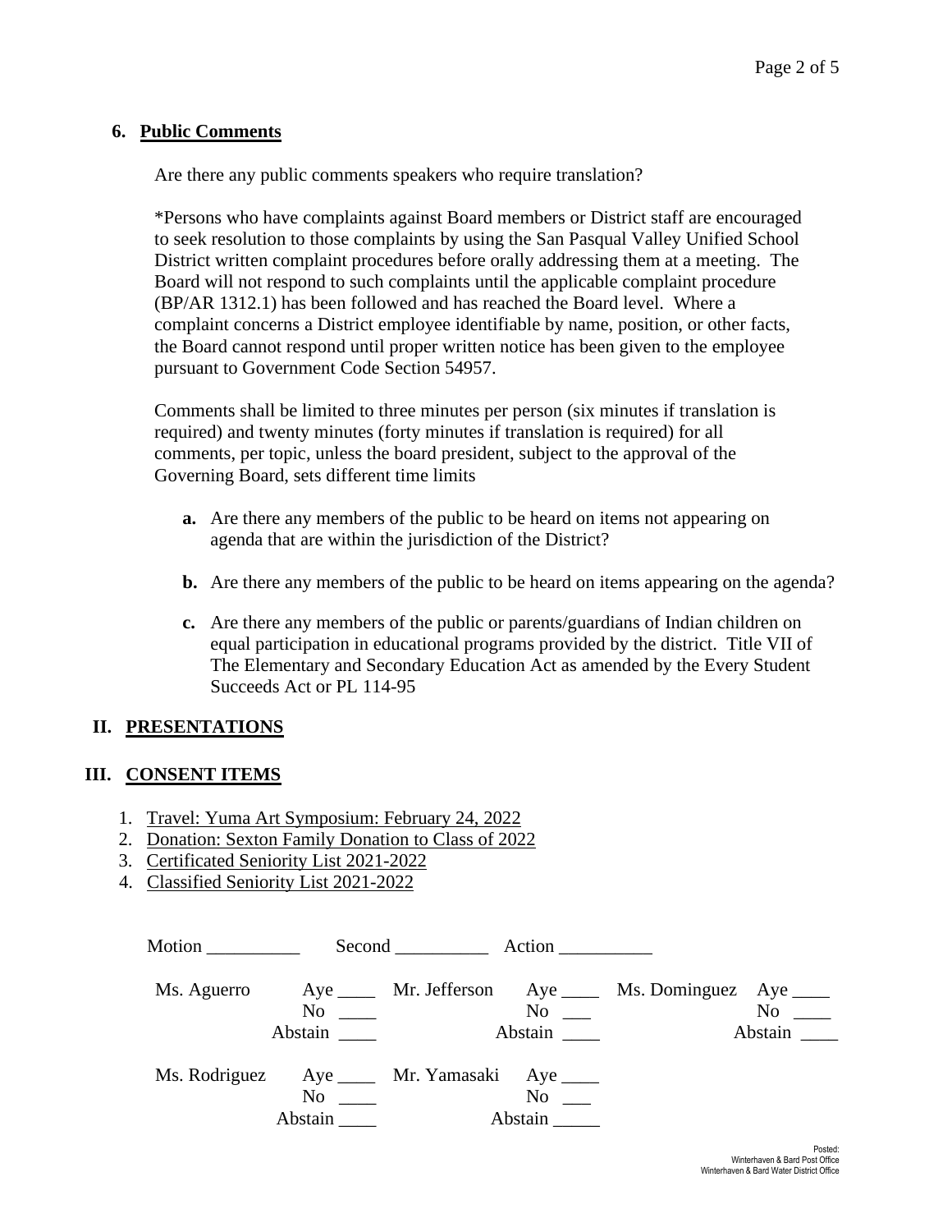**6. Public Comments**

Are there any public comments speakers who require translation?

*Persons who have complaints against Board members or District staff are encouraged to seek resolution to those complaints by using the San Pasqual Valley Unified School District written complaint procedures before orally addressing them at a meeting. The Board will not respond to such complaints until the applicable complaint procedure (BP/AR 1312.1) has been followed and has reached the Board level. Where a complaint concerns a District employee identifiable by name, position, or other facts, the Board cannot respond until proper written notice has been given to the employee pursuant to Government Code Section 54957.

Comments shall be limited to three minutes per person (six minutes if translation is required) and twenty minutes (forty minutes if translation is required) for all comments, per topic, unless the board president, subject to the approval of the Governing Board, sets different time limits

- **a.** Are there any members of the public to be heard on items not appearing on agenda that are within the jurisdiction of the District?
- **b.** Are there any members of the public to be heard on items appearing on the agenda?
- **c.** Are there any members of the public or parents/guardians of Indian children on equal participation in educational programs provided by the district. Title VII of The Elementary and Secondary Education Act as amended by the Every Student Succeeds Act or PL 114-95

## II. PRESENTATIONS

## III. CONSENT ITEMS

1. Travel: Yuma Art Symposium: February 24, 2022
2. Donation: Sexton Family Donation to Class of 2022
3. Certificated Seniority List 2021-2022
4. Classified Seniority List 2021-2022

Motion __________ Second __________ Action __________

| | | | | | |
|---|---|---|---|---|---|
| Ms. Aguerro | Aye ____ | Mr. Jefferson | Aye ____ | Ms. Dominguez | Aye ____ |
| | No ____ | | No ___ | | No ____ |
| | Abstain ____ | | Abstain ____ | | Abstain ____ |
| Ms. Rodriguez | Aye ____ | Mr. Yamasaki | Aye ____ | | |
| | No ____ | | No ___ | | |
| | Abstain ____ | | Abstain _____ | | |

Posted:
Winterhaven & Bard Post Office
Winterhaven & Bard Water District Office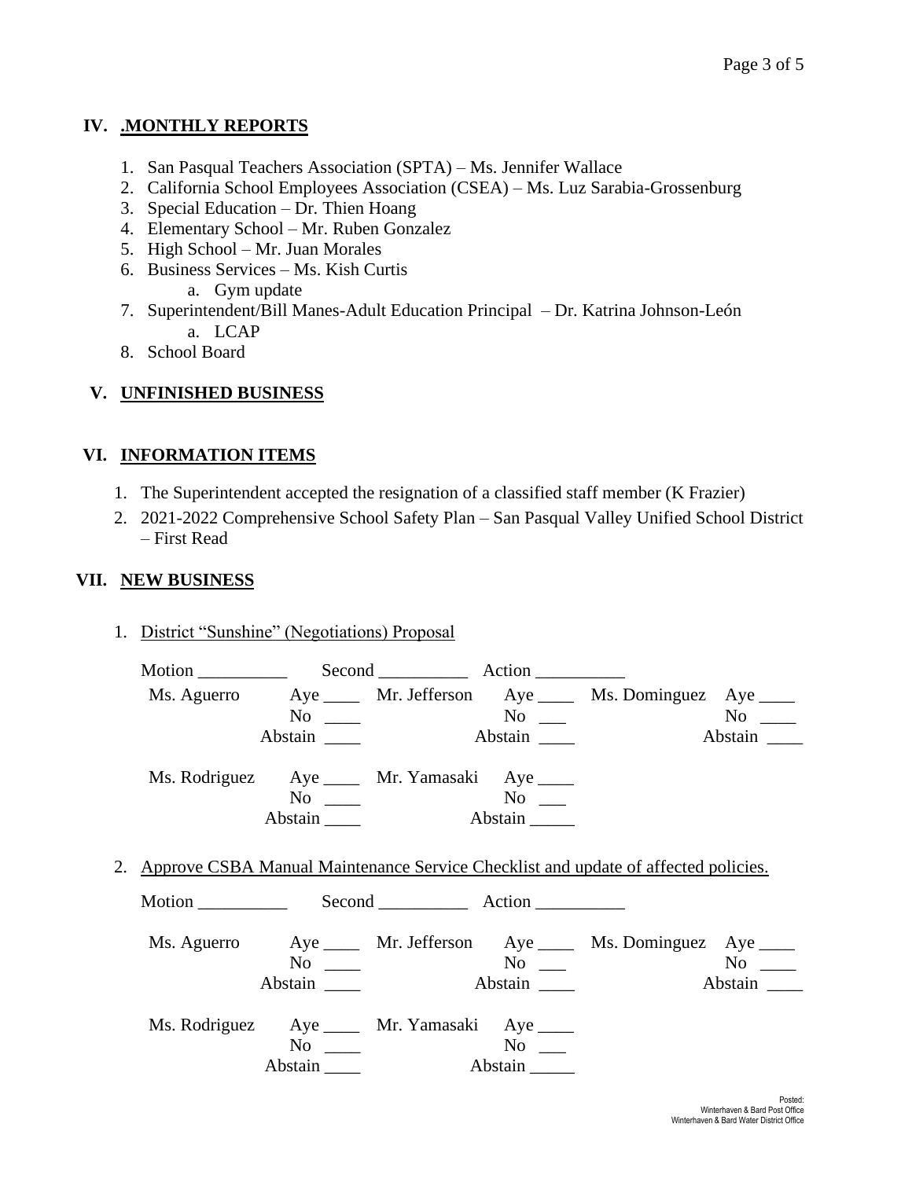## IV. .MONTHLY REPORTS

1. San Pasqual Teachers Association (SPTA) – Ms. Jennifer Wallace
2. California School Employees Association (CSEA) – Ms. Luz Sarabia-Grossenburg
3. Special Education – Dr. Thien Hoang
4. Elementary School – Mr. Ruben Gonzalez
5. High School – Mr. Juan Morales
6. Business Services – Ms. Kish Curtis
   a. Gym update
7. Superintendent/Bill Manes-Adult Education Principal – Dr. Katrina Johnson-León
   a. LCAP
8. School Board

## V. UNFINISHED BUSINESS

## VI. INFORMATION ITEMS

1. The Superintendent accepted the resignation of a classified staff member (K Frazier)
2. 2021-2022 Comprehensive School Safety Plan – San Pasqual Valley Unified School District – First Read

## VII. NEW BUSINESS

1. District "Sunshine" (Negotiations) Proposal

   Motion __________ Second __________ Action __________

   | | | | | | |
   |---|---|---|---|---|---|
   | Ms. Aguerro | Aye ____ | Mr. Jefferson | Aye ____ | Ms. Dominguez | Aye ____ |
   | | No ____ | | No ___ | | No ____ |
   | | Abstain ____ | | Abstain ____ | | Abstain ____ |
   | Ms. Rodriguez | Aye ____ | Mr. Yamasaki | Aye ____ | | |
   | | No ____ | | No ___ | | |
   | | Abstain ____ | | Abstain _____ | | |

2. Approve CSBA Manual Maintenance Service Checklist and update of affected policies.

   Motion __________ Second __________ Action __________

   | | | | | | |
   |---|---|---|---|---|---|
   | Ms. Aguerro | Aye ____ | Mr. Jefferson | Aye ____ | Ms. Dominguez | Aye ____ |
   | | No ____ | | No ___ | | No ____ |
   | | Abstain ____ | | Abstain ____ | | Abstain ____ |
   | Ms. Rodriguez | Aye ____ | Mr. Yamasaki | Aye ____ | | |
   | | No ____ | | No ___ | | |
   | | Abstain ____ | | Abstain _____ | | |

Posted:
Winterhaven & Bard Post Office
Winterhaven & Bard Water District Office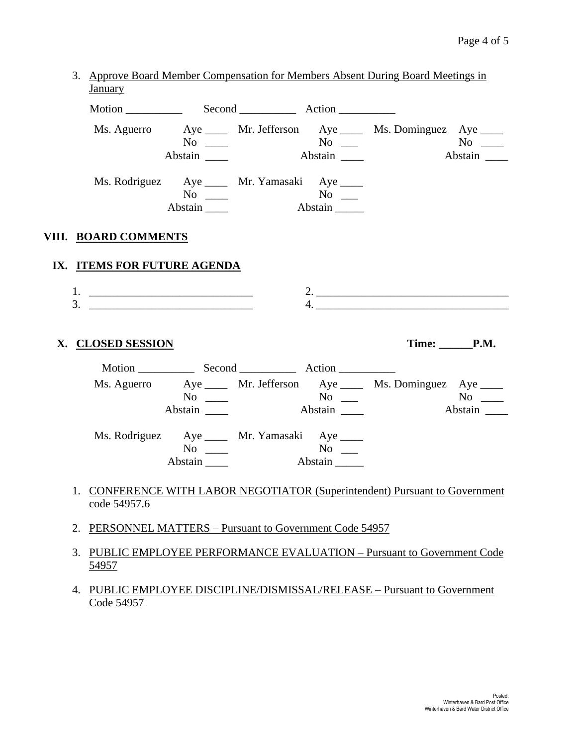3. Approve Board Member Compensation for Members Absent During Board Meetings in January

Motion __________ Second __________ Action __________

| | | | | | |
|---|---|---|---|---|---|
| Ms. Aguerro | Aye ____ | Mr. Jefferson | Aye ____ | Ms. Dominguez | Aye ____ |
| | No ____ | | No ___ | | No ____ |
| | Abstain ____ | | Abstain ____ | | Abstain ____ |
| Ms. Rodriguez | Aye ____ | Mr. Yamasaki | Aye ____ | | |
| | No ____ | | No ___ | | |
| | Abstain ____ | | Abstain _____ | | |

## VIII. BOARD COMMENTS

## IX. ITEMS FOR FUTURE AGENDA

1. ____________________________ 2. __________________________________
3. ____________________________ 4. __________________________________

## X. CLOSED SESSION

**Time: ______P.M.**

Motion __________ Second __________ Action __________

| | | | | | |
|---|---|---|---|---|---|
| Ms. Aguerro | Aye ____ | Mr. Jefferson | Aye ____ | Ms. Dominguez | Aye ____ |
| | No ____ | | No ___ | | No ____ |
| | Abstain ____ | | Abstain ____ | | Abstain ____ |
| Ms. Rodriguez | Aye ____ | Mr. Yamasaki | Aye ____ | | |
| | No ____ | | No ___ | | |
| | Abstain ____ | | Abstain _____ | | |

1. CONFERENCE WITH LABOR NEGOTIATOR (Superintendent) Pursuant to Government code 54957.6

2. PERSONNEL MATTERS – Pursuant to Government Code 54957

3. PUBLIC EMPLOYEE PERFORMANCE EVALUATION – Pursuant to Government Code 54957

4. PUBLIC EMPLOYEE DISCIPLINE/DISMISSAL/RELEASE – Pursuant to Government Code 54957

Posted:
Winterhaven & Bard Post Office
Winterhaven & Bard Water District Office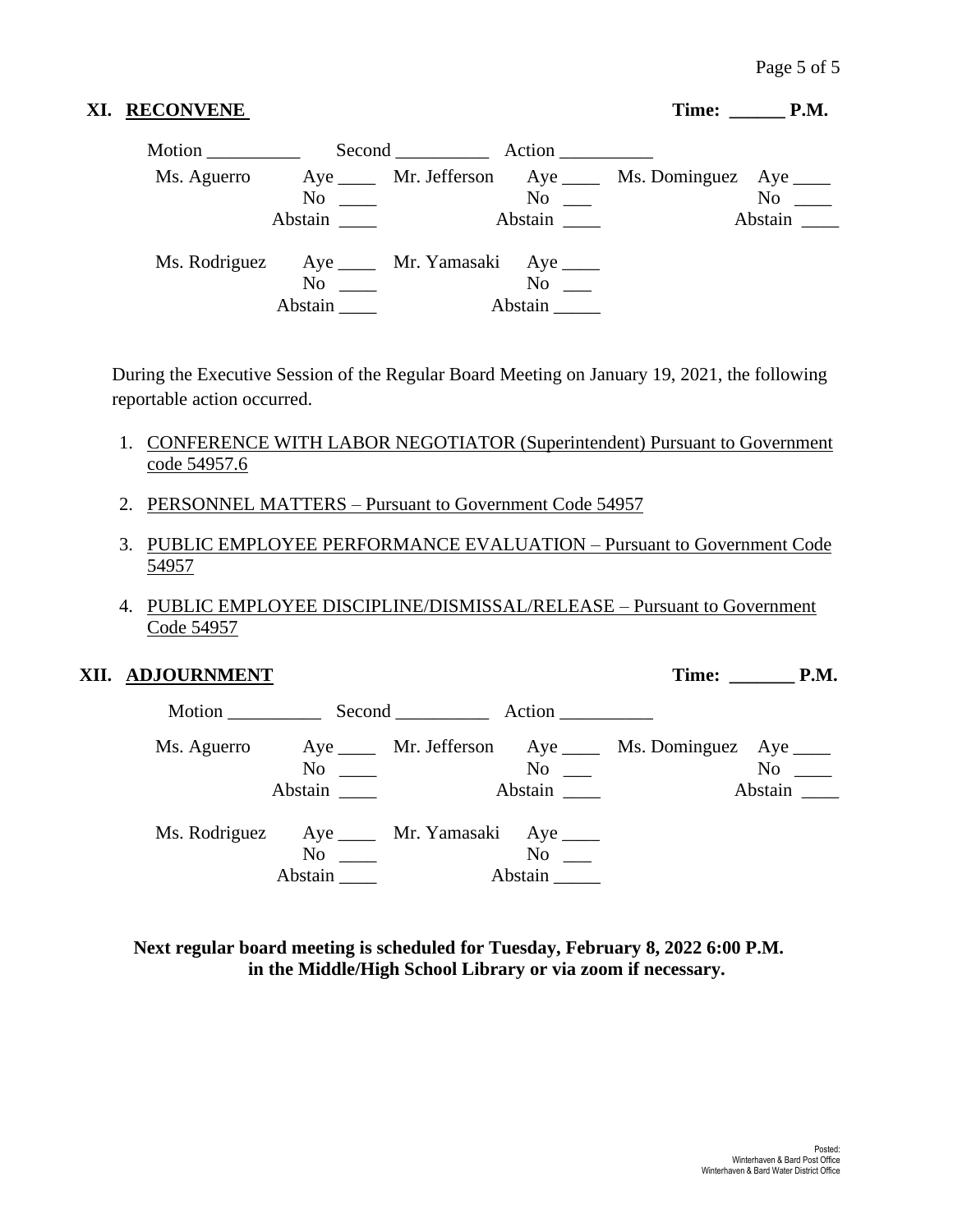## XI. RECONVENE **Time: ______ P.M.**

Motion __________ Second __________ Action __________

| | | | | | |
|---|---|---|---|---|---|
| Ms. Aguerro | Aye ____ No ____ Abstain ____ | Mr. Jefferson | Aye ____ No ___ Abstain ____ | Ms. Dominguez | Aye ____ No ____ Abstain ____ |
| Ms. Rodriguez | Aye ____ No ____ Abstain ____ | Mr. Yamasaki | Aye ____ No ___ Abstain _____ | | |

During the Executive Session of the Regular Board Meeting on January 19, 2021, the following reportable action occurred.

1. CONFERENCE WITH LABOR NEGOTIATOR (Superintendent) Pursuant to Government code 54957.6
2. PERSONNEL MATTERS – Pursuant to Government Code 54957
3. PUBLIC EMPLOYEE PERFORMANCE EVALUATION – Pursuant to Government Code 54957
4. PUBLIC EMPLOYEE DISCIPLINE/DISMISSAL/RELEASE – Pursuant to Government Code 54957

## XII. ADJOURNMENT **Time: _______ P.M.**

Motion __________ Second __________ Action __________

| | | | | | |
|---|---|---|---|---|---|
| Ms. Aguerro | Aye ____ No ____ Abstain ____ | Mr. Jefferson | Aye ____ No ___ Abstain ____ | Ms. Dominguez | Aye ____ No ____ Abstain ____ |
| Ms. Rodriguez | Aye ____ No ____ Abstain ____ | Mr. Yamasaki | Aye ____ No ___ Abstain _____ | | |

**Next regular board meeting is scheduled for Tuesday, February 8, 2022 6:00 P.M. in the Middle/High School Library or via zoom if necessary.**

Posted:
Winterhaven & Bard Post Office
Winterhaven & Bard Water District Office